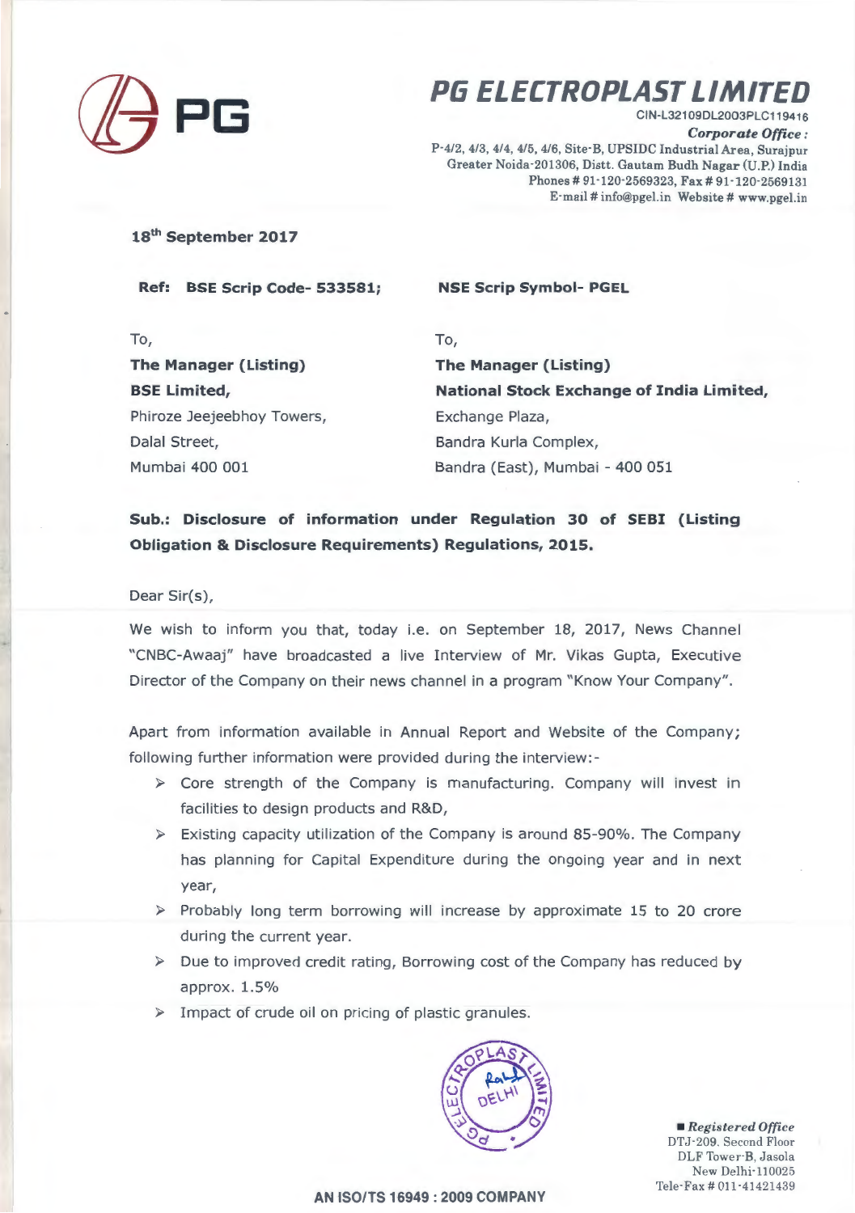# PG ELECTROPLAST LIMITED

CIN-L32109DL2003PLC119416

*Corporate Office :*
P-4/2, 4/3, 4/4, 4/5, 4/6, Site-B, UPSIDC Industrial Area, Surajpur
Greater Noida-201306, Distt. Gautam Budh Nagar (U.P.) India
Phones # 91-120-2569323, Fax # 91-120-2569131
E-mail # info@pgel.in Website # www.pgel.in

**18th September 2017**

**Ref: BSE Scrip Code- 533581; NSE Scrip Symbol- PGEL**

To,
**The Manager (Listing)**
**BSE Limited,**
Phiroze Jeejeebhoy Towers,
Dalal Street,
Mumbai 400 001

To,
**The Manager (Listing)**
**National Stock Exchange of India Limited,**
Exchange Plaza,
Bandra Kurla Complex,
Bandra (East), Mumbai - 400 051

**Sub.: Disclosure of information under Regulation 30 of SEBI (Listing Obligation & Disclosure Requirements) Regulations, 2015.**

Dear Sir(s),

We wish to inform you that, today i.e. on September 18, 2017, News Channel "CNBC-Awaaj" have broadcasted a live Interview of Mr. Vikas Gupta, Executive Director of the Company on their news channel in a program "Know Your Company".

Apart from information available in Annual Report and Website of the Company; following further information were provided during the interview:-

- Core strength of the Company is manufacturing. Company will invest in facilities to design products and R&D,
- Existing capacity utilization of the Company is around 85-90%. The Company has planning for Capital Expenditure during the ongoing year and in next year,
- Probably long term borrowing will increase by approximate 15 to 20 crore during the current year.
- Due to improved credit rating, Borrowing cost of the Company has reduced by approx. 1.5%
- Impact of crude oil on pricing of plastic granules.

■ *Registered Office*
DTJ-209. Second Floor
DLF Tower-B, Jasola
New Delhi-110025
Tele-Fax # 011-41421439

**AN ISO/TS 16949 : 2009 COMPANY**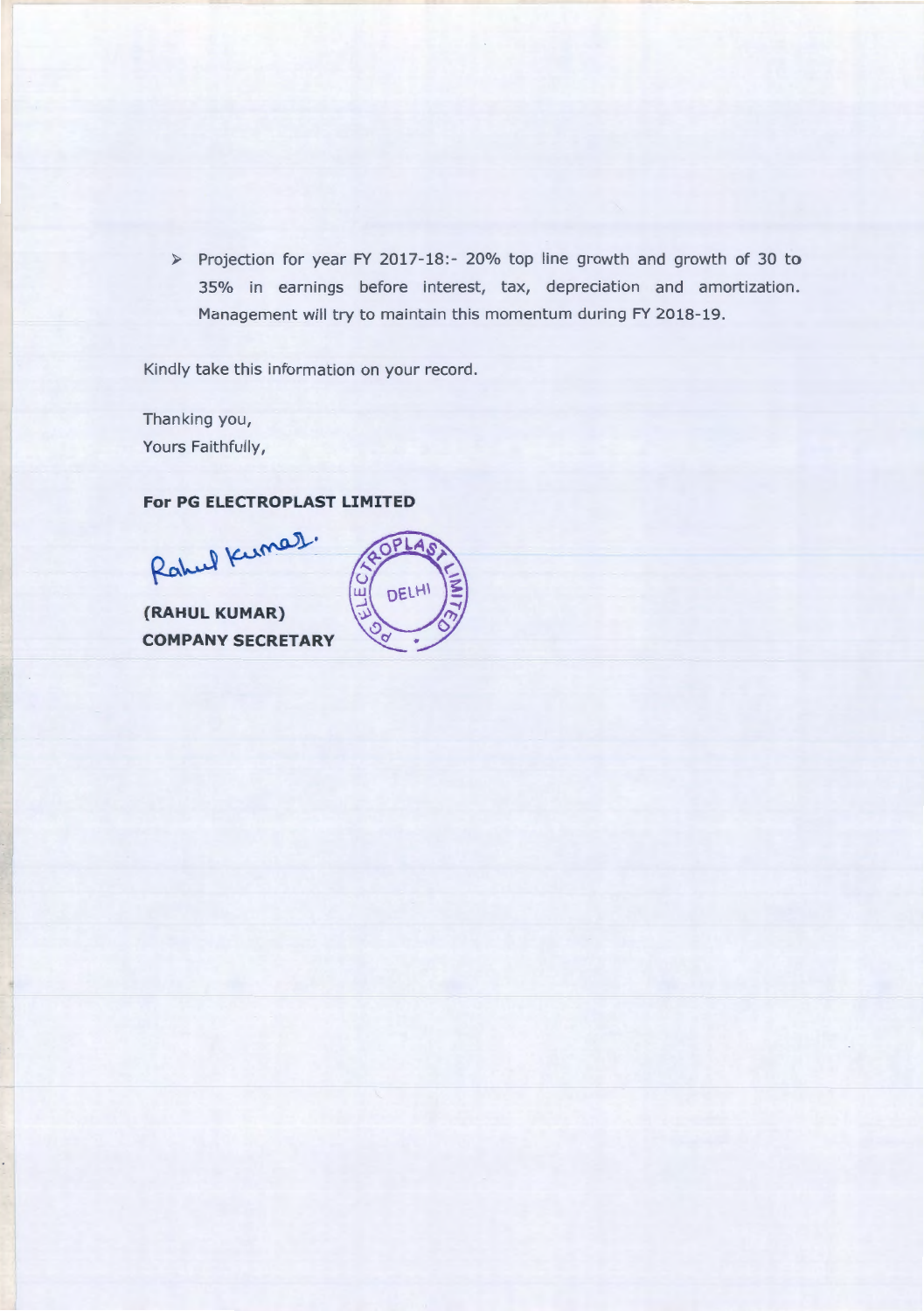- Projection for year FY 2017-18:- 20% top line growth and growth of 30 to 35% in earnings before interest, tax, depreciation and amortization. Management will try to maintain this momentum during FY 2018-19.

Kindly take this information on your record.

Thanking you,
Yours Faithfully,

**For PG ELECTROPLAST LIMITED**

Rahul Kumar

**(RAHUL KUMAR)**
**COMPANY SECRETARY**

PG ELECTROPLAST LIMITED DELHI